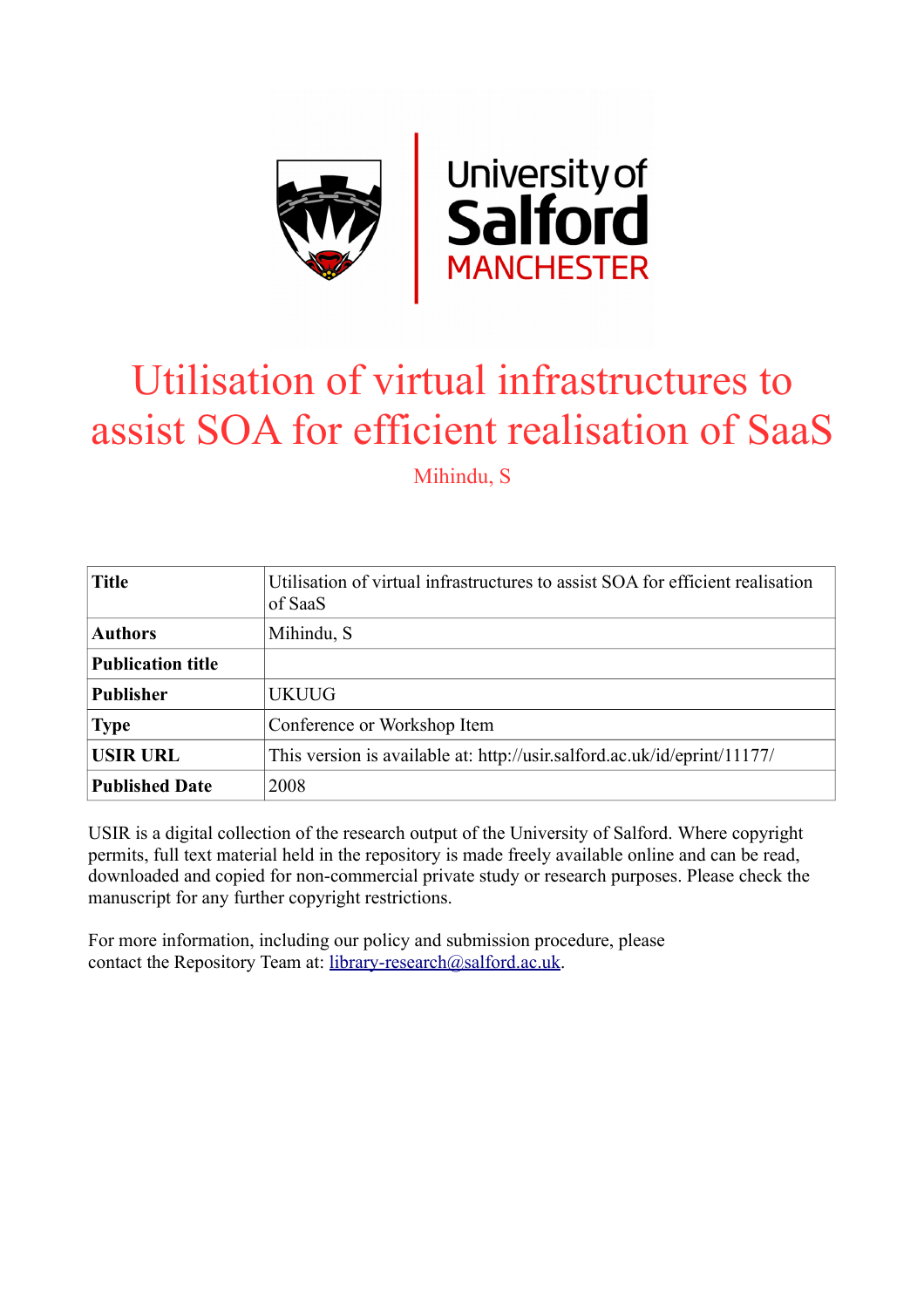# Utilisation of virtual infrastructures to assist SOA for efficient realisation of SaaS

Mihindu, S

| Title | Utilisation of virtual infrastructures to assist SOA for efficient realisation of SaaS |
|---|---|
| Authors | Mihindu, S |
| Publication title | |
| Publisher | UKUUG |
| Type | Conference or Workshop Item |
| USIR URL | This version is available at: http://usir.salford.ac.uk/id/eprint/11177/ |
| Published Date | 2008 |

USIR is a digital collection of the research output of the University of Salford. Where copyright permits, full text material held in the repository is made freely available online and can be read, downloaded and copied for non-commercial private study or research purposes. Please check the manuscript for any further copyright restrictions.

For more information, including our policy and submission procedure, please contact the Repository Team at: library-research@salford.ac.uk.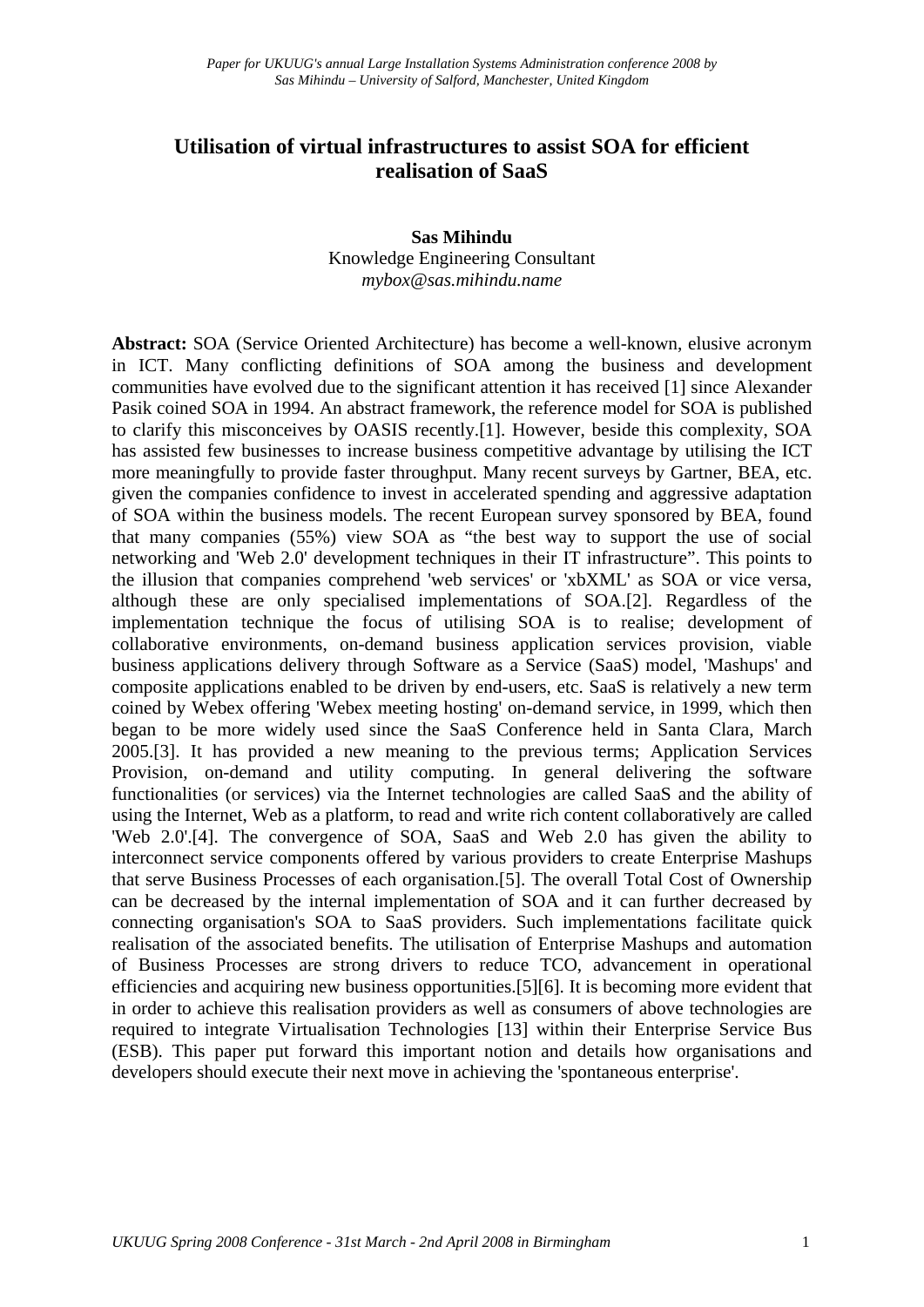# Utilisation of virtual infrastructures to assist SOA for efficient realisation of SaaS

**Sas Mihindu**
Knowledge Engineering Consultant
*mybox@sas.mihindu.name*

**Abstract:** SOA (Service Oriented Architecture) has become a well-known, elusive acronym in ICT. Many conflicting definitions of SOA among the business and development communities have evolved due to the significant attention it has received [1] since Alexander Pasik coined SOA in 1994. An abstract framework, the reference model for SOA is published to clarify this misconceives by OASIS recently.[1]. However, beside this complexity, SOA has assisted few businesses to increase business competitive advantage by utilising the ICT more meaningfully to provide faster throughput. Many recent surveys by Gartner, BEA, etc. given the companies confidence to invest in accelerated spending and aggressive adaptation of SOA within the business models. The recent European survey sponsored by BEA, found that many companies (55%) view SOA as "the best way to support the use of social networking and 'Web 2.0' development techniques in their IT infrastructure". This points to the illusion that companies comprehend 'web services' or 'xbXML' as SOA or vice versa, although these are only specialised implementations of SOA.[2]. Regardless of the implementation technique the focus of utilising SOA is to realise; development of collaborative environments, on-demand business application services provision, viable business applications delivery through Software as a Service (SaaS) model, 'Mashups' and composite applications enabled to be driven by end-users, etc. SaaS is relatively a new term coined by Webex offering 'Webex meeting hosting' on-demand service, in 1999, which then began to be more widely used since the SaaS Conference held in Santa Clara, March 2005.[3]. It has provided a new meaning to the previous terms; Application Services Provision, on-demand and utility computing. In general delivering the software functionalities (or services) via the Internet technologies are called SaaS and the ability of using the Internet, Web as a platform, to read and write rich content collaboratively are called 'Web 2.0'.[4]. The convergence of SOA, SaaS and Web 2.0 has given the ability to interconnect service components offered by various providers to create Enterprise Mashups that serve Business Processes of each organisation.[5]. The overall Total Cost of Ownership can be decreased by the internal implementation of SOA and it can further decreased by connecting organisation's SOA to SaaS providers. Such implementations facilitate quick realisation of the associated benefits. The utilisation of Enterprise Mashups and automation of Business Processes are strong drivers to reduce TCO, advancement in operational efficiencies and acquiring new business opportunities.[5][6]. It is becoming more evident that in order to achieve this realisation providers as well as consumers of above technologies are required to integrate Virtualisation Technologies [13] within their Enterprise Service Bus (ESB). This paper put forward this important notion and details how organisations and developers should execute their next move in achieving the 'spontaneous enterprise'.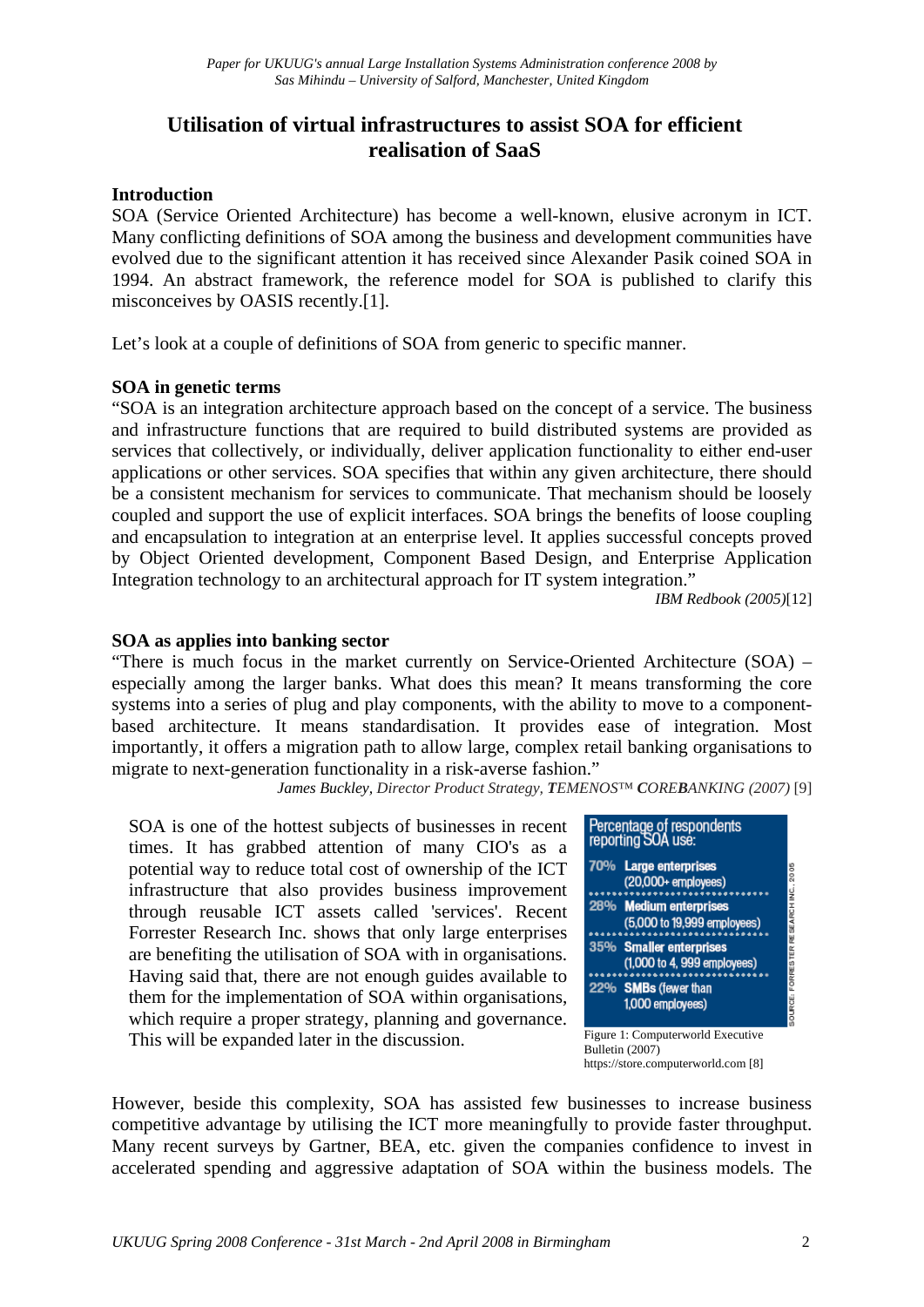# Utilisation of virtual infrastructures to assist SOA for efficient realisation of SaaS

### Introduction

SOA (Service Oriented Architecture) has become a well-known, elusive acronym in ICT. Many conflicting definitions of SOA among the business and development communities have evolved due to the significant attention it has received since Alexander Pasik coined SOA in 1994. An abstract framework, the reference model for SOA is published to clarify this misconceives by OASIS recently.[1].

Let's look at a couple of definitions of SOA from generic to specific manner.

### SOA in genetic terms

"SOA is an integration architecture approach based on the concept of a service. The business and infrastructure functions that are required to build distributed systems are provided as services that collectively, or individually, deliver application functionality to either end-user applications or other services. SOA specifies that within any given architecture, there should be a consistent mechanism for services to communicate. That mechanism should be loosely coupled and support the use of explicit interfaces. SOA brings the benefits of loose coupling and encapsulation to integration at an enterprise level. It applies successful concepts proved by Object Oriented development, Component Based Design, and Enterprise Application Integration technology to an architectural approach for IT system integration."

*IBM Redbook (2005)*[12]

### SOA as applies into banking sector

"There is much focus in the market currently on Service-Oriented Architecture (SOA) – especially among the larger banks. What does this mean? It means transforming the core systems into a series of plug and play components, with the ability to move to a component-based architecture. It means standardisation. It provides ease of integration. Most importantly, it offers a migration path to allow large, complex retail banking organisations to migrate to next-generation functionality in a risk-averse fashion."

*James Buckley, Director Product Strategy, TEMENOS™ COREBANKING (2007)* [9]

SOA is one of the hottest subjects of businesses in recent times. It has grabbed attention of many CIO's as a potential way to reduce total cost of ownership of the ICT infrastructure that also provides business improvement through reusable ICT assets called 'services'. Recent Forrester Research Inc. shows that only large enterprises are benefiting the utilisation of SOA with in organisations. Having said that, there are not enough guides available to them for the implementation of SOA within organisations, which require a proper strategy, planning and governance. This will be expanded later in the discussion.

**Percentage of respondents reporting SOA use:**

| | |
|---|---|
| 70% | **Large enterprises** (20,000+ employees) |
| 28% | **Medium enterprises** (5,000 to 19,999 employees) |
| 35% | **Smaller enterprises** (1,000 to 4, 999 employees) |
| 22% | **SMBs** (fewer than 1,000 employees) |

SOURCE: FORRESTER RESEARCH INC., 2006

Figure 1: Computerworld Executive Bulletin (2007) https://store.computerworld.com [8]

However, beside this complexity, SOA has assisted few businesses to increase business competitive advantage by utilising the ICT more meaningfully to provide faster throughput. Many recent surveys by Gartner, BEA, etc. given the companies confidence to invest in accelerated spending and aggressive adaptation of SOA within the business models. The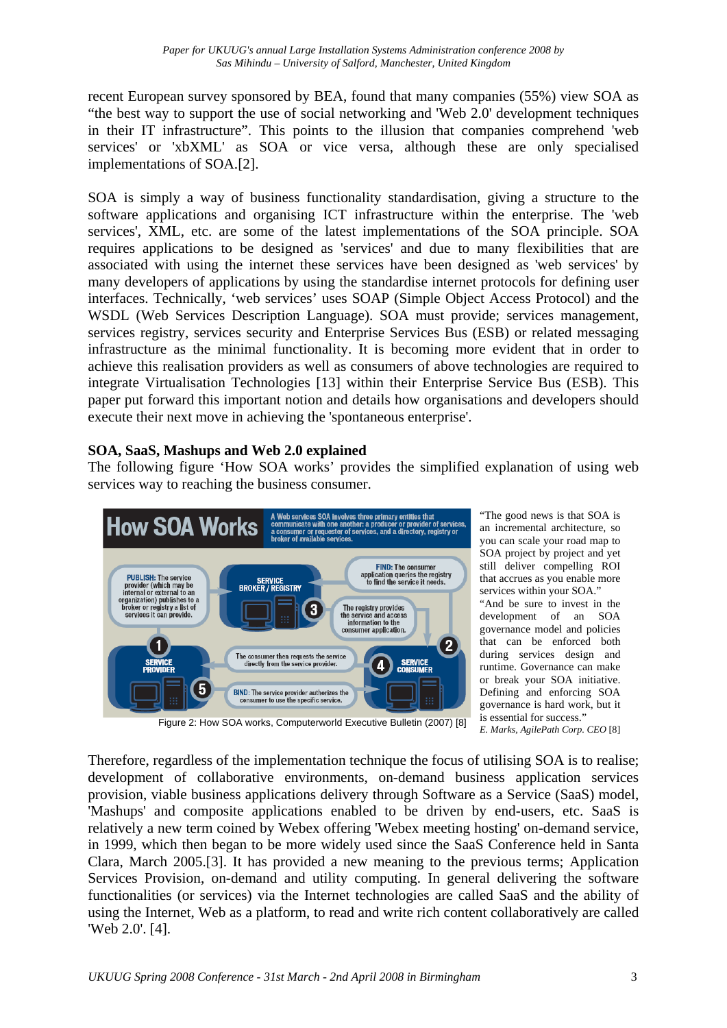recent European survey sponsored by BEA, found that many companies (55%) view SOA as “the best way to support the use of social networking and 'Web 2.0' development techniques in their IT infrastructure”. This points to the illusion that companies comprehend 'web services' or 'xbXML' as SOA or vice versa, although these are only specialised implementations of SOA.[2].

SOA is simply a way of business functionality standardisation, giving a structure to the software applications and organising ICT infrastructure within the enterprise. The 'web services', XML, etc. are some of the latest implementations of the SOA principle. SOA requires applications to be designed as 'services' and due to many flexibilities that are associated with using the internet these services have been designed as 'web services' by many developers of applications by using the standardise internet protocols for defining user interfaces. Technically, ‘web services’ uses SOAP (Simple Object Access Protocol) and the WSDL (Web Services Description Language). SOA must provide; services management, services registry, services security and Enterprise Services Bus (ESB) or related messaging infrastructure as the minimal functionality. It is becoming more evident that in order to achieve this realisation providers as well as consumers of above technologies are required to integrate Virtualisation Technologies [13] within their Enterprise Service Bus (ESB). This paper put forward this important notion and details how organisations and developers should execute their next move in achieving the 'spontaneous enterprise'.

**SOA, SaaS, Mashups and Web 2.0 explained**

The following figure ‘How SOA works’ provides the simplified explanation of using web services way to reaching the business consumer.

Figure 2: How SOA works, Computerworld Executive Bulletin (2007) [8]

“The good news is that SOA is an incremental architecture, so you can scale your road map to SOA project by project and yet still deliver compelling ROI that accrues as you enable more services within your SOA.”

“And be sure to invest in the development of an SOA governance model and policies that can be enforced both during services design and runtime. Governance can make or break your SOA initiative. Defining and enforcing SOA governance is hard work, but it is essential for success.”

*E. Marks, AgilePath Corp. CEO* [8]

Therefore, regardless of the implementation technique the focus of utilising SOA is to realise; development of collaborative environments, on-demand business application services provision, viable business applications delivery through Software as a Service (SaaS) model, 'Mashups' and composite applications enabled to be driven by end-users, etc. SaaS is relatively a new term coined by Webex offering 'Webex meeting hosting' on-demand service, in 1999, which then began to be more widely used since the SaaS Conference held in Santa Clara, March 2005.[3]. It has provided a new meaning to the previous terms; Application Services Provision, on-demand and utility computing. In general delivering the software functionalities (or services) via the Internet technologies are called SaaS and the ability of using the Internet, Web as a platform, to read and write rich content collaboratively are called 'Web 2.0'. [4].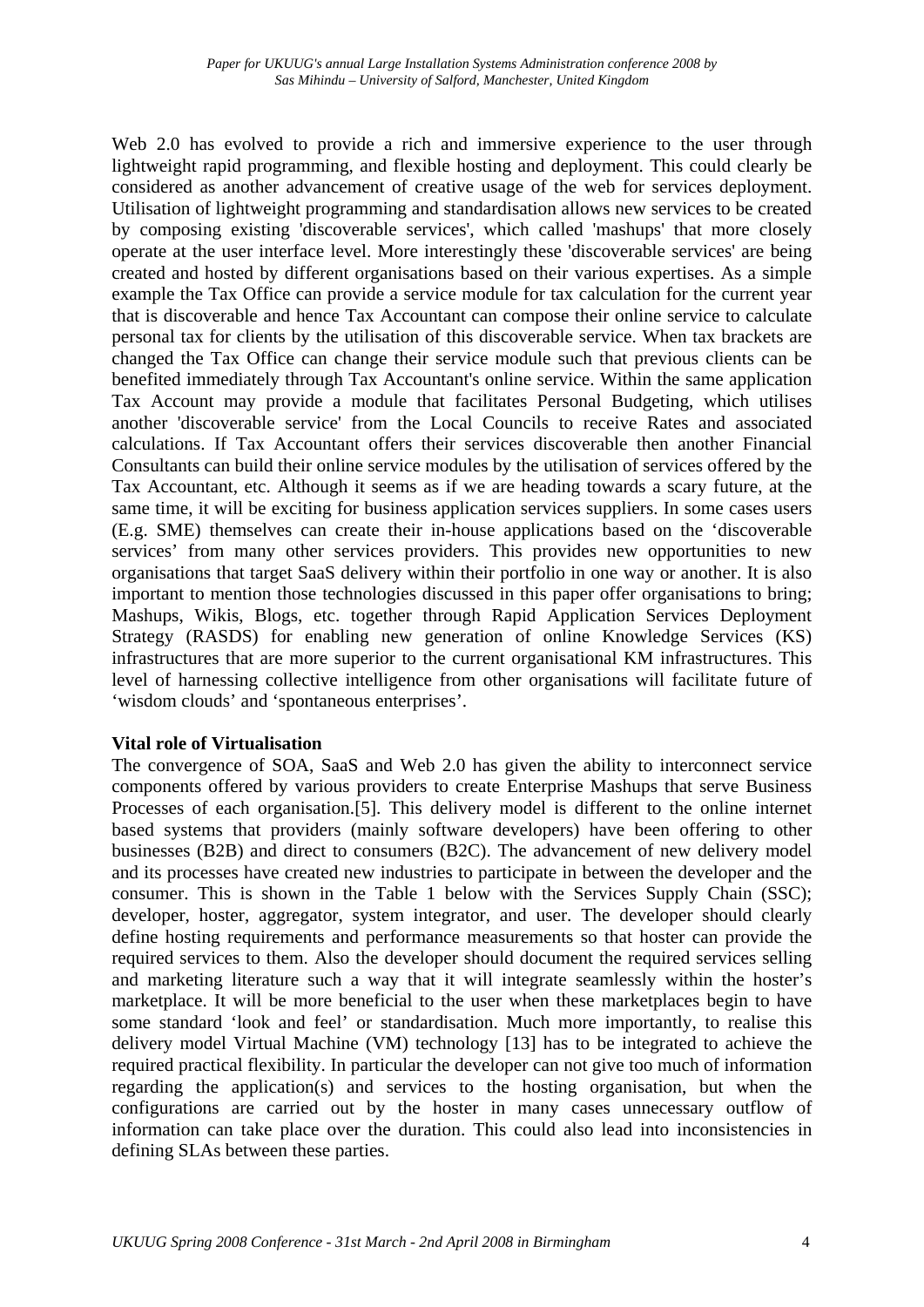Web 2.0 has evolved to provide a rich and immersive experience to the user through lightweight rapid programming, and flexible hosting and deployment. This could clearly be considered as another advancement of creative usage of the web for services deployment. Utilisation of lightweight programming and standardisation allows new services to be created by composing existing 'discoverable services', which called 'mashups' that more closely operate at the user interface level. More interestingly these 'discoverable services' are being created and hosted by different organisations based on their various expertises. As a simple example the Tax Office can provide a service module for tax calculation for the current year that is discoverable and hence Tax Accountant can compose their online service to calculate personal tax for clients by the utilisation of this discoverable service. When tax brackets are changed the Tax Office can change their service module such that previous clients can be benefited immediately through Tax Accountant's online service. Within the same application Tax Account may provide a module that facilitates Personal Budgeting, which utilises another 'discoverable service' from the Local Councils to receive Rates and associated calculations. If Tax Accountant offers their services discoverable then another Financial Consultants can build their online service modules by the utilisation of services offered by the Tax Accountant, etc. Although it seems as if we are heading towards a scary future, at the same time, it will be exciting for business application services suppliers. In some cases users (E.g. SME) themselves can create their in-house applications based on the 'discoverable services' from many other services providers. This provides new opportunities to new organisations that target SaaS delivery within their portfolio in one way or another. It is also important to mention those technologies discussed in this paper offer organisations to bring; Mashups, Wikis, Blogs, etc. together through Rapid Application Services Deployment Strategy (RASDS) for enabling new generation of online Knowledge Services (KS) infrastructures that are more superior to the current organisational KM infrastructures. This level of harnessing collective intelligence from other organisations will facilitate future of 'wisdom clouds' and 'spontaneous enterprises'.

**Vital role of Virtualisation**

The convergence of SOA, SaaS and Web 2.0 has given the ability to interconnect service components offered by various providers to create Enterprise Mashups that serve Business Processes of each organisation.[5]. This delivery model is different to the online internet based systems that providers (mainly software developers) have been offering to other businesses (B2B) and direct to consumers (B2C). The advancement of new delivery model and its processes have created new industries to participate in between the developer and the consumer. This is shown in the Table 1 below with the Services Supply Chain (SSC); developer, hoster, aggregator, system integrator, and user. The developer should clearly define hosting requirements and performance measurements so that hoster can provide the required services to them. Also the developer should document the required services selling and marketing literature such a way that it will integrate seamlessly within the hoster's marketplace. It will be more beneficial to the user when these marketplaces begin to have some standard 'look and feel' or standardisation. Much more importantly, to realise this delivery model Virtual Machine (VM) technology [13] has to be integrated to achieve the required practical flexibility. In particular the developer can not give too much of information regarding the application(s) and services to the hosting organisation, but when the configurations are carried out by the hoster in many cases unnecessary outflow of information can take place over the duration. This could also lead into inconsistencies in defining SLAs between these parties.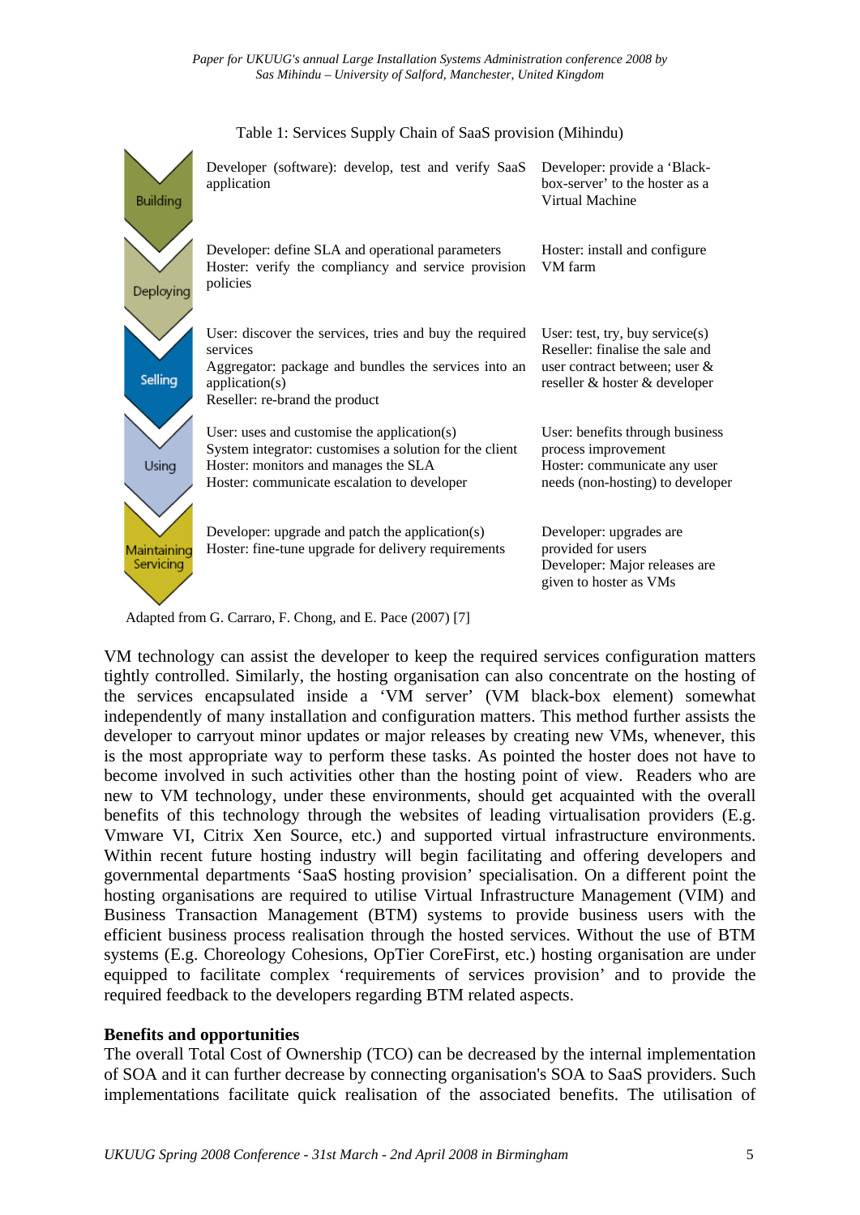Table 1: Services Supply Chain of SaaS provision (Mihindu)

| Stage | | |
|---|---|---|
| Building | Developer (software): develop, test and verify SaaS application | Developer: provide a 'Black-box-server' to the hoster as a Virtual Machine |
| Deploying | Developer: define SLA and operational parameters<br>Hoster: verify the compliancy and service provision policies | Hoster: install and configure VM farm |
| Selling | User: discover the services, tries and buy the required services<br>Aggregator: package and bundles the services into an application(s)<br>Reseller: re-brand the product | User: test, try, buy service(s)<br>Reseller: finalise the sale and user contract between; user & reseller & hoster & developer |
| Using | User: uses and customise the application(s)<br>System integrator: customises a solution for the client<br>Hoster: monitors and manages the SLA<br>Hoster: communicate escalation to developer | User: benefits through business process improvement<br>Hoster: communicate any user needs (non-hosting) to developer |
| Maintaining Servicing | Developer: upgrade and patch the application(s)<br>Hoster: fine-tune upgrade for delivery requirements | Developer: upgrades are provided for users<br>Developer: Major releases are given to hoster as VMs |

Adapted from G. Carraro, F. Chong, and E. Pace (2007) [7]

VM technology can assist the developer to keep the required services configuration matters tightly controlled. Similarly, the hosting organisation can also concentrate on the hosting of the services encapsulated inside a 'VM server' (VM black-box element) somewhat independently of many installation and configuration matters. This method further assists the developer to carryout minor updates or major releases by creating new VMs, whenever, this is the most appropriate way to perform these tasks. As pointed the hoster does not have to become involved in such activities other than the hosting point of view. Readers who are new to VM technology, under these environments, should get acquainted with the overall benefits of this technology through the websites of leading virtualisation providers (E.g. Vmware VI, Citrix Xen Source, etc.) and supported virtual infrastructure environments. Within recent future hosting industry will begin facilitating and offering developers and governmental departments 'SaaS hosting provision' specialisation. On a different point the hosting organisations are required to utilise Virtual Infrastructure Management (VIM) and Business Transaction Management (BTM) systems to provide business users with the efficient business process realisation through the hosted services. Without the use of BTM systems (E.g. Choreology Cohesions, OpTier CoreFirst, etc.) hosting organisation are under equipped to facilitate complex 'requirements of services provision' and to provide the required feedback to the developers regarding BTM related aspects.

**Benefits and opportunities**

The overall Total Cost of Ownership (TCO) can be decreased by the internal implementation of SOA and it can further decrease by connecting organisation's SOA to SaaS providers. Such implementations facilitate quick realisation of the associated benefits. The utilisation of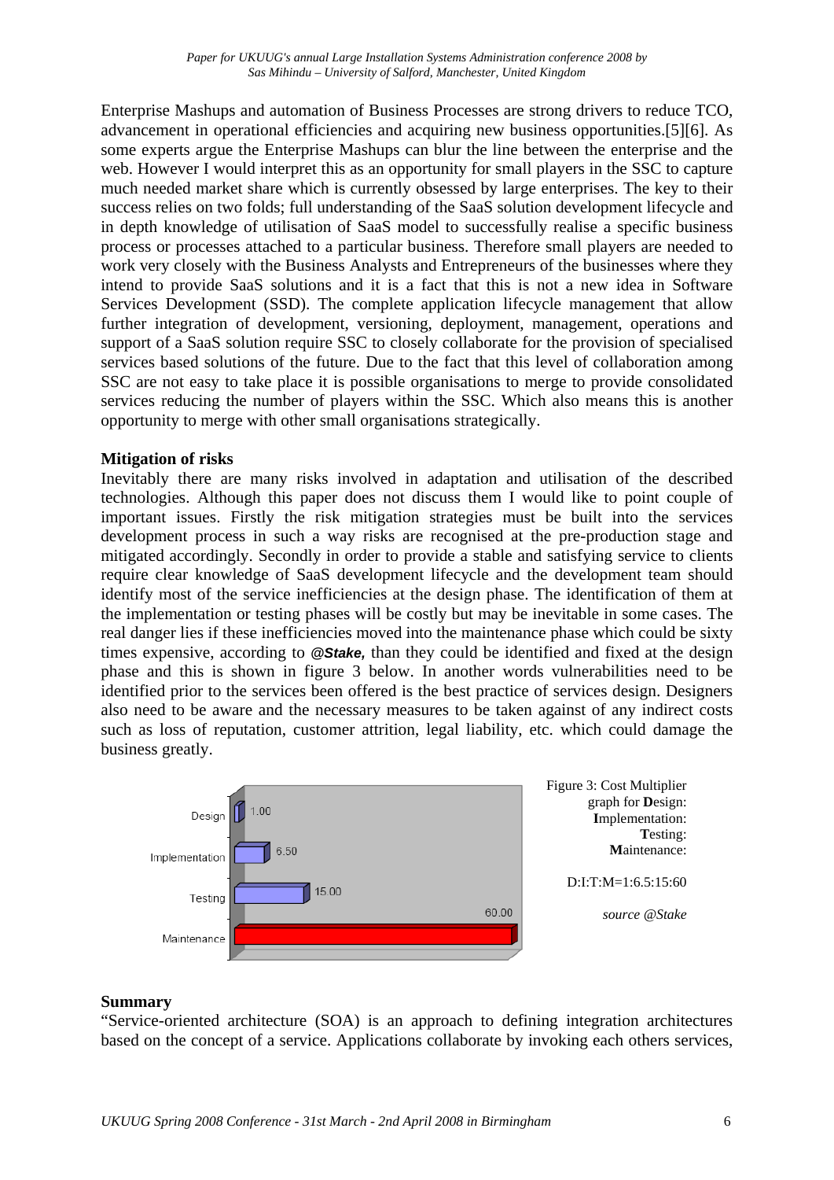Enterprise Mashups and automation of Business Processes are strong drivers to reduce TCO, advancement in operational efficiencies and acquiring new business opportunities.[5][6]. As some experts argue the Enterprise Mashups can blur the line between the enterprise and the web. However I would interpret this as an opportunity for small players in the SSC to capture much needed market share which is currently obsessed by large enterprises. The key to their success relies on two folds; full understanding of the SaaS solution development lifecycle and in depth knowledge of utilisation of SaaS model to successfully realise a specific business process or processes attached to a particular business. Therefore small players are needed to work very closely with the Business Analysts and Entrepreneurs of the businesses where they intend to provide SaaS solutions and it is a fact that this is not a new idea in Software Services Development (SSD). The complete application lifecycle management that allow further integration of development, versioning, deployment, management, operations and support of a SaaS solution require SSC to closely collaborate for the provision of specialised services based solutions of the future. Due to the fact that this level of collaboration among SSC are not easy to take place it is possible organisations to merge to provide consolidated services reducing the number of players within the SSC. Which also means this is another opportunity to merge with other small organisations strategically.

**Mitigation of risks**

Inevitably there are many risks involved in adaptation and utilisation of the described technologies. Although this paper does not discuss them I would like to point couple of important issues. Firstly the risk mitigation strategies must be built into the services development process in such a way risks are recognised at the pre-production stage and mitigated accordingly. Secondly in order to provide a stable and satisfying service to clients require clear knowledge of SaaS development lifecycle and the development team should identify most of the service inefficiencies at the design phase. The identification of them at the implementation or testing phases will be costly but may be inevitable in some cases. The real danger lies if these inefficiencies moved into the maintenance phase which could be sixty times expensive, according to ***@Stake,*** than they could be identified and fixed at the design phase and this is shown in figure 3 below. In another words vulnerabilities need to be identified prior to the services been offered is the best practice of services design. Designers also need to be aware and the necessary measures to be taken against of any indirect costs such as loss of reputation, customer attrition, legal liability, etc. which could damage the business greatly.

| Phase | Cost Multiplier |
| --- | --- |
| Design | 1.00 |
| Implementation | 6.50 |
| Testing | 15.00 |
| Maintenance | 60.00 |

Figure 3: Cost Multiplier graph for **D**esign: **I**mplementation: **T**esting: **M**aintenance:

D:I:T:M=1:6.5:15:60

*source @Stake*

**Summary**

"Service-oriented architecture (SOA) is an approach to defining integration architectures based on the concept of a service. Applications collaborate by invoking each others services,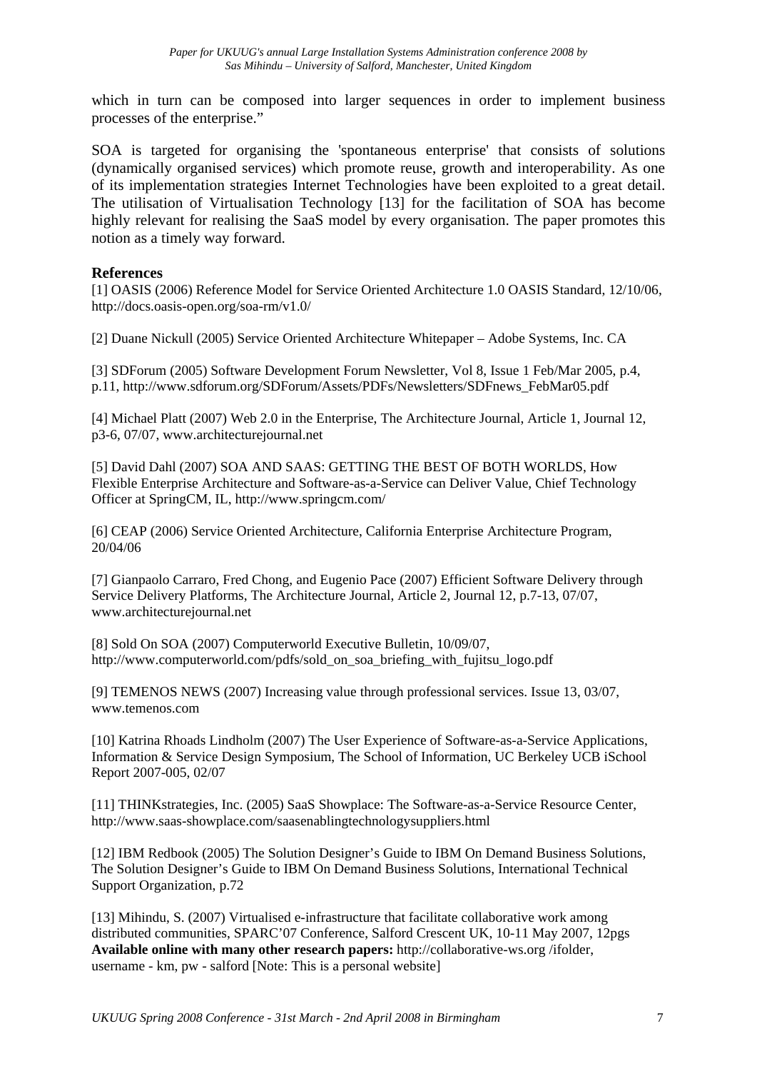which in turn can be composed into larger sequences in order to implement business processes of the enterprise."

SOA is targeted for organising the 'spontaneous enterprise' that consists of solutions (dynamically organised services) which promote reuse, growth and interoperability. As one of its implementation strategies Internet Technologies have been exploited to a great detail. The utilisation of Virtualisation Technology [13] for the facilitation of SOA has become highly relevant for realising the SaaS model by every organisation. The paper promotes this notion as a timely way forward.

**References**

[1] OASIS (2006) Reference Model for Service Oriented Architecture 1.0 OASIS Standard, 12/10/06, http://docs.oasis-open.org/soa-rm/v1.0/

[2] Duane Nickull (2005) Service Oriented Architecture Whitepaper – Adobe Systems, Inc. CA

[3] SDForum (2005) Software Development Forum Newsletter, Vol 8, Issue 1 Feb/Mar 2005, p.4, p.11, http://www.sdforum.org/SDForum/Assets/PDFs/Newsletters/SDFnews_FebMar05.pdf

[4] Michael Platt (2007) Web 2.0 in the Enterprise, The Architecture Journal, Article 1, Journal 12, p3-6, 07/07, www.architecturejournal.net

[5] David Dahl (2007) SOA AND SAAS: GETTING THE BEST OF BOTH WORLDS, How Flexible Enterprise Architecture and Software-as-a-Service can Deliver Value, Chief Technology Officer at SpringCM, IL, http://www.springcm.com/

[6] CEAP (2006) Service Oriented Architecture, California Enterprise Architecture Program, 20/04/06

[7] Gianpaolo Carraro, Fred Chong, and Eugenio Pace (2007) Efficient Software Delivery through Service Delivery Platforms, The Architecture Journal, Article 2, Journal 12, p.7-13, 07/07, www.architecturejournal.net

[8] Sold On SOA (2007) Computerworld Executive Bulletin, 10/09/07, http://www.computerworld.com/pdfs/sold_on_soa_briefing_with_fujitsu_logo.pdf

[9] TEMENOS NEWS (2007) Increasing value through professional services. Issue 13, 03/07, www.temenos.com

[10] Katrina Rhoads Lindholm (2007) The User Experience of Software-as-a-Service Applications, Information & Service Design Symposium, The School of Information, UC Berkeley UCB iSchool Report 2007-005, 02/07

[11] THINKstrategies, Inc. (2005) SaaS Showplace: The Software-as-a-Service Resource Center, http://www.saas-showplace.com/saasenablingtechnologysuppliers.html

[12] IBM Redbook (2005) The Solution Designer's Guide to IBM On Demand Business Solutions, The Solution Designer's Guide to IBM On Demand Business Solutions, International Technical Support Organization, p.72

[13] Mihindu, S. (2007) Virtualised e-infrastructure that facilitate collaborative work among distributed communities, SPARC'07 Conference, Salford Crescent UK, 10-11 May 2007, 12pgs
**Available online with many other research papers:** http://collaborative-ws.org /ifolder, username - km, pw - salford [Note: This is a personal website]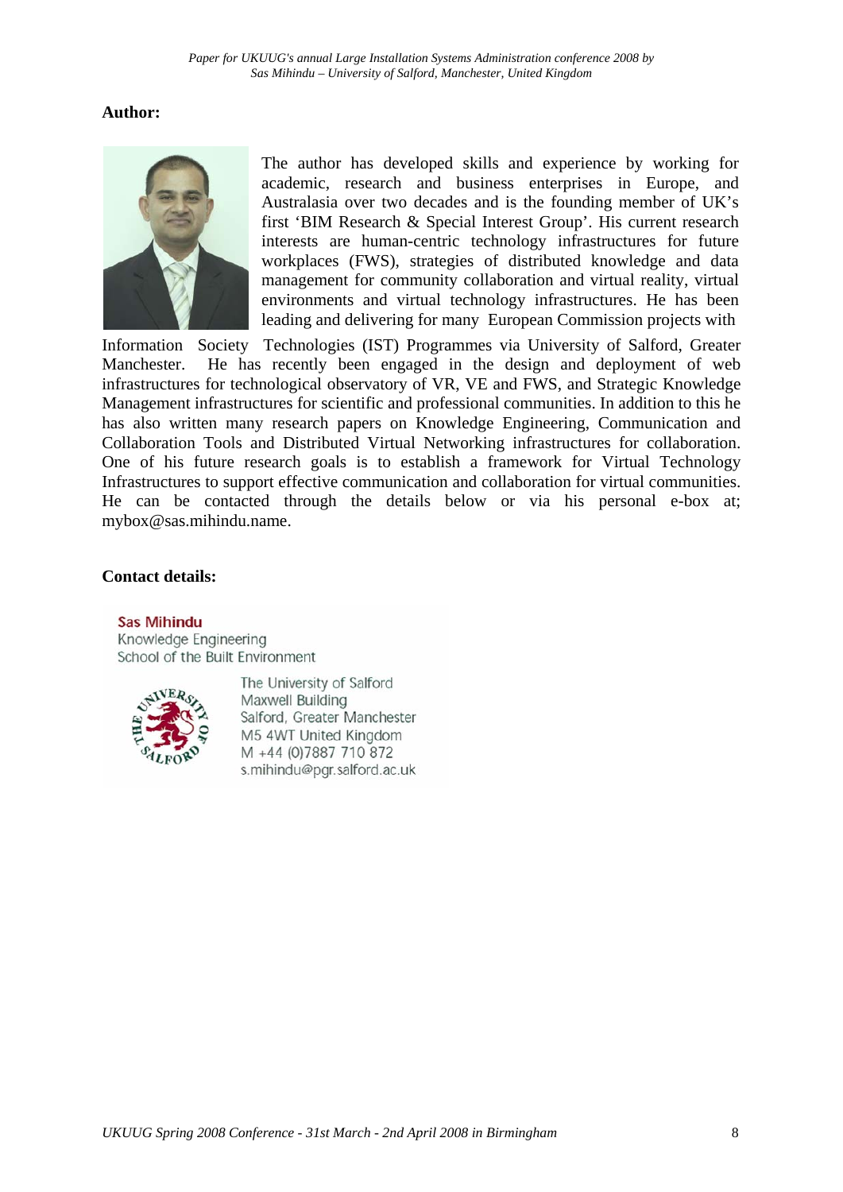**Author:**

The author has developed skills and experience by working for academic, research and business enterprises in Europe, and Australasia over two decades and is the founding member of UK's first 'BIM Research & Special Interest Group'. His current research interests are human-centric technology infrastructures for future workplaces (FWS), strategies of distributed knowledge and data management for community collaboration and virtual reality, virtual environments and virtual technology infrastructures. He has been leading and delivering for many European Commission projects with Information Society Technologies (IST) Programmes via University of Salford, Greater Manchester. He has recently been engaged in the design and deployment of web infrastructures for technological observatory of VR, VE and FWS, and Strategic Knowledge Management infrastructures for scientific and professional communities. In addition to this he has also written many research papers on Knowledge Engineering, Communication and Collaboration Tools and Distributed Virtual Networking infrastructures for collaboration. One of his future research goals is to establish a framework for Virtual Technology Infrastructures to support effective communication and collaboration for virtual communities. He can be contacted through the details below or via his personal e-box at; mybox@sas.mihindu.name.

**Contact details:**

**Sas Mihindu**
Knowledge Engineering
School of the Built Environment

The University of Salford
Maxwell Building
Salford, Greater Manchester
M5 4WT United Kingdom
M +44 (0)7887 710 872
s.mihindu@pgr.salford.ac.uk